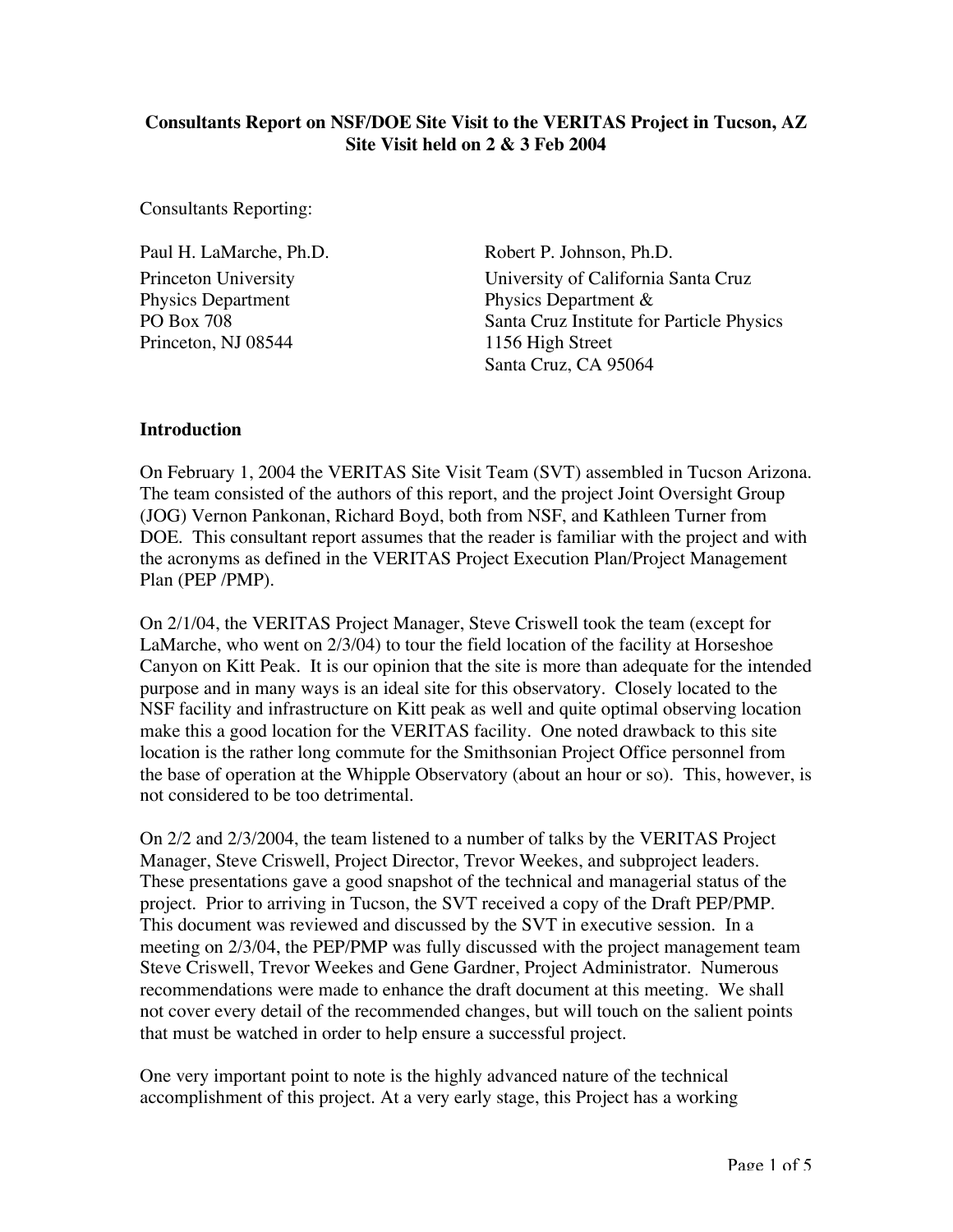**Consultants Report on NSF/DOE Site Visit to the VERITAS Project in Tucson, AZ**
**Site Visit held on 2 & 3 Feb 2004**

Consultants Reporting:

Paul H. LaMarche, Ph.D.
Princeton University
Physics Department
PO Box 708
Princeton, NJ 08544

Robert P. Johnson, Ph.D.
University of California Santa Cruz
Physics Department &
Santa Cruz Institute for Particle Physics
1156 High Street
Santa Cruz, CA 95064

## Introduction

On February 1, 2004 the VERITAS Site Visit Team (SVT) assembled in Tucson Arizona. The team consisted of the authors of this report, and the project Joint Oversight Group (JOG) Vernon Pankonan, Richard Boyd, both from NSF, and Kathleen Turner from DOE. This consultant report assumes that the reader is familiar with the project and with the acronyms as defined in the VERITAS Project Execution Plan/Project Management Plan (PEP /PMP).

On 2/1/04, the VERITAS Project Manager, Steve Criswell took the team (except for LaMarche, who went on 2/3/04) to tour the field location of the facility at Horseshoe Canyon on Kitt Peak. It is our opinion that the site is more than adequate for the intended purpose and in many ways is an ideal site for this observatory. Closely located to the NSF facility and infrastructure on Kitt peak as well and quite optimal observing location make this a good location for the VERITAS facility. One noted drawback to this site location is the rather long commute for the Smithsonian Project Office personnel from the base of operation at the Whipple Observatory (about an hour or so). This, however, is not considered to be too detrimental.

On 2/2 and 2/3/2004, the team listened to a number of talks by the VERITAS Project Manager, Steve Criswell, Project Director, Trevor Weekes, and subproject leaders. These presentations gave a good snapshot of the technical and managerial status of the project. Prior to arriving in Tucson, the SVT received a copy of the Draft PEP/PMP. This document was reviewed and discussed by the SVT in executive session. In a meeting on 2/3/04, the PEP/PMP was fully discussed with the project management team Steve Criswell, Trevor Weekes and Gene Gardner, Project Administrator. Numerous recommendations were made to enhance the draft document at this meeting. We shall not cover every detail of the recommended changes, but will touch on the salient points that must be watched in order to help ensure a successful project.

One very important point to note is the highly advanced nature of the technical accomplishment of this project. At a very early stage, this Project has a working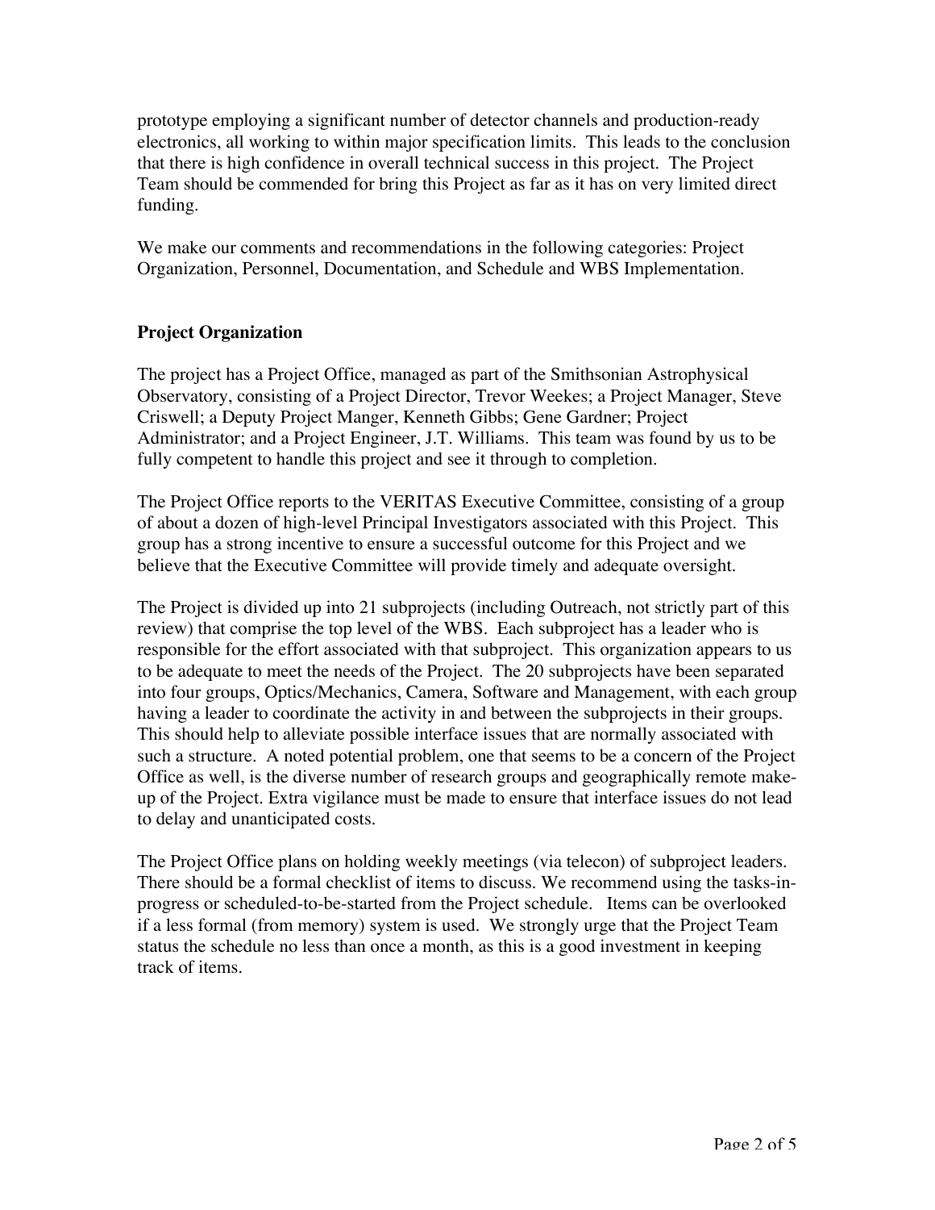prototype employing a significant number of detector channels and production-ready electronics, all working to within major specification limits. This leads to the conclusion that there is high confidence in overall technical success in this project. The Project Team should be commended for bring this Project as far as it has on very limited direct funding.

We make our comments and recommendations in the following categories: Project Organization, Personnel, Documentation, and Schedule and WBS Implementation.

## Project Organization

The project has a Project Office, managed as part of the Smithsonian Astrophysical Observatory, consisting of a Project Director, Trevor Weekes; a Project Manager, Steve Criswell; a Deputy Project Manger, Kenneth Gibbs; Gene Gardner; Project Administrator; and a Project Engineer, J.T. Williams. This team was found by us to be fully competent to handle this project and see it through to completion.

The Project Office reports to the VERITAS Executive Committee, consisting of a group of about a dozen of high-level Principal Investigators associated with this Project. This group has a strong incentive to ensure a successful outcome for this Project and we believe that the Executive Committee will provide timely and adequate oversight.

The Project is divided up into 21 subprojects (including Outreach, not strictly part of this review) that comprise the top level of the WBS. Each subproject has a leader who is responsible for the effort associated with that subproject. This organization appears to us to be adequate to meet the needs of the Project. The 20 subprojects have been separated into four groups, Optics/Mechanics, Camera, Software and Management, with each group having a leader to coordinate the activity in and between the subprojects in their groups. This should help to alleviate possible interface issues that are normally associated with such a structure. A noted potential problem, one that seems to be a concern of the Project Office as well, is the diverse number of research groups and geographically remote make-up of the Project. Extra vigilance must be made to ensure that interface issues do not lead to delay and unanticipated costs.

The Project Office plans on holding weekly meetings (via telecon) of subproject leaders. There should be a formal checklist of items to discuss. We recommend using the tasks-in-progress or scheduled-to-be-started from the Project schedule. Items can be overlooked if a less formal (from memory) system is used. We strongly urge that the Project Team status the schedule no less than once a month, as this is a good investment in keeping track of items.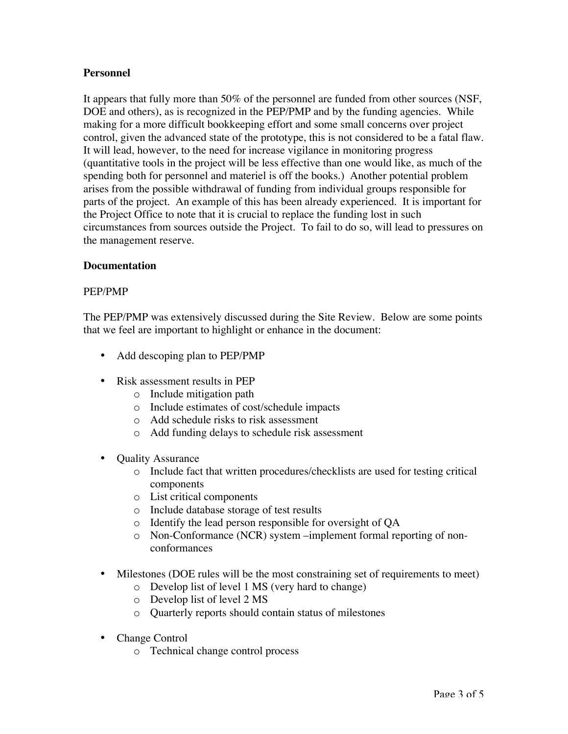## Personnel

It appears that fully more than 50% of the personnel are funded from other sources (NSF, DOE and others), as is recognized in the PEP/PMP and by the funding agencies. While making for a more difficult bookkeeping effort and some small concerns over project control, given the advanced state of the prototype, this is not considered to be a fatal flaw. It will lead, however, to the need for increase vigilance in monitoring progress (quantitative tools in the project will be less effective than one would like, as much of the spending both for personnel and materiel is off the books.) Another potential problem arises from the possible withdrawal of funding from individual groups responsible for parts of the project. An example of this has been already experienced. It is important for the Project Office to note that it is crucial to replace the funding lost in such circumstances from sources outside the Project. To fail to do so, will lead to pressures on the management reserve.

## Documentation

### PEP/PMP

The PEP/PMP was extensively discussed during the Site Review. Below are some points that we feel are important to highlight or enhance in the document:

- Add descoping plan to PEP/PMP

- Risk assessment results in PEP
  - Include mitigation path
  - Include estimates of cost/schedule impacts
  - Add schedule risks to risk assessment
  - Add funding delays to schedule risk assessment

- Quality Assurance
  - Include fact that written procedures/checklists are used for testing critical components
  - List critical components
  - Include database storage of test results
  - Identify the lead person responsible for oversight of QA
  - Non-Conformance (NCR) system –implement formal reporting of non-conformances

- Milestones (DOE rules will be the most constraining set of requirements to meet)
  - Develop list of level 1 MS (very hard to change)
  - Develop list of level 2 MS
  - Quarterly reports should contain status of milestones

- Change Control
  - Technical change control process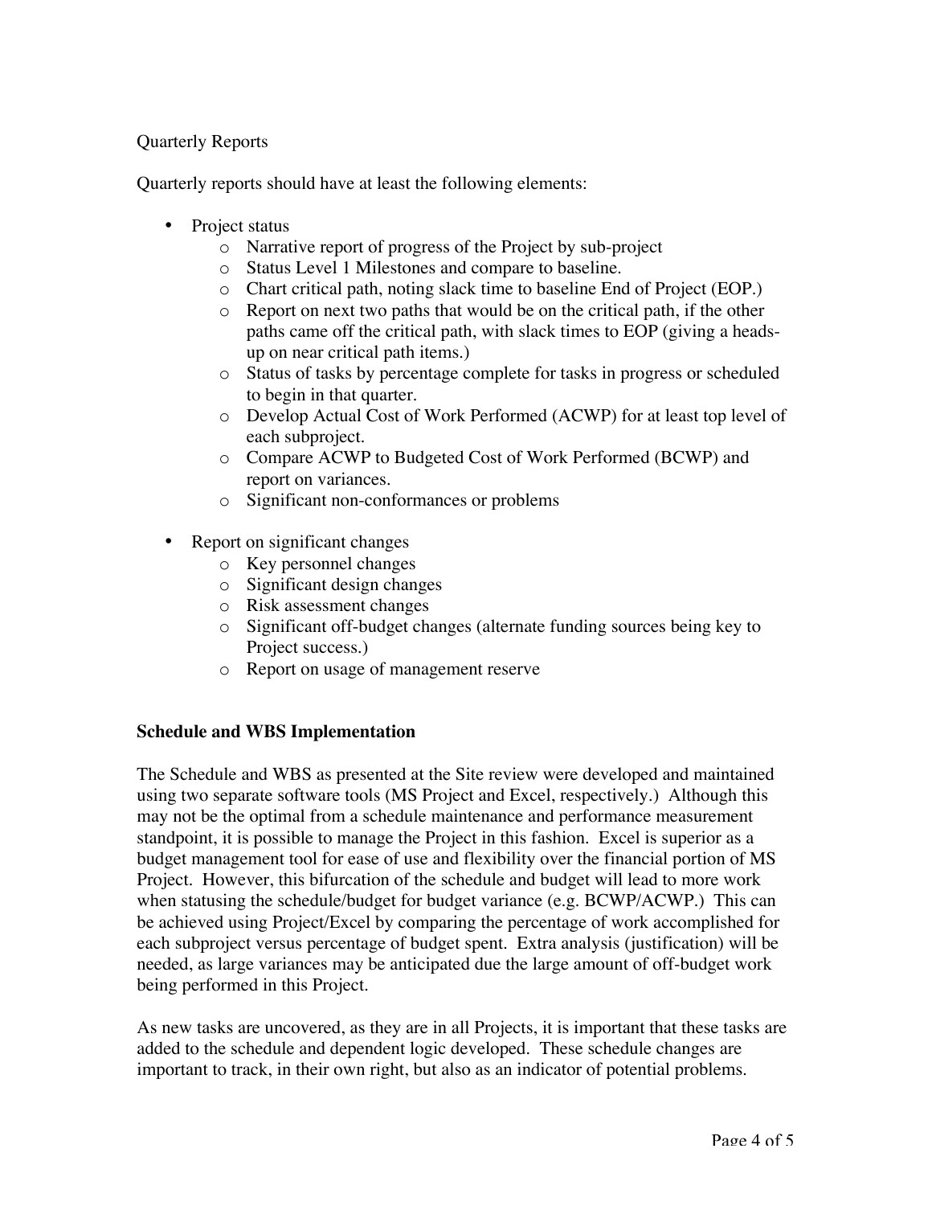Quarterly Reports

Quarterly reports should have at least the following elements:

- Project status
  - Narrative report of progress of the Project by sub-project
  - Status Level 1 Milestones and compare to baseline.
  - Chart critical path, noting slack time to baseline End of Project (EOP.)
  - Report on next two paths that would be on the critical path, if the other paths came off the critical path, with slack times to EOP (giving a heads-up on near critical path items.)
  - Status of tasks by percentage complete for tasks in progress or scheduled to begin in that quarter.
  - Develop Actual Cost of Work Performed (ACWP) for at least top level of each subproject.
  - Compare ACWP to Budgeted Cost of Work Performed (BCWP) and report on variances.
  - Significant non-conformances or problems

- Report on significant changes
  - Key personnel changes
  - Significant design changes
  - Risk assessment changes
  - Significant off-budget changes (alternate funding sources being key to Project success.)
  - Report on usage of management reserve

**Schedule and WBS Implementation**

The Schedule and WBS as presented at the Site review were developed and maintained using two separate software tools (MS Project and Excel, respectively.) Although this may not be the optimal from a schedule maintenance and performance measurement standpoint, it is possible to manage the Project in this fashion. Excel is superior as a budget management tool for ease of use and flexibility over the financial portion of MS Project. However, this bifurcation of the schedule and budget will lead to more work when statusing the schedule/budget for budget variance (e.g. BCWP/ACWP.) This can be achieved using Project/Excel by comparing the percentage of work accomplished for each subproject versus percentage of budget spent. Extra analysis (justification) will be needed, as large variances may be anticipated due the large amount of off-budget work being performed in this Project.

As new tasks are uncovered, as they are in all Projects, it is important that these tasks are added to the schedule and dependent logic developed. These schedule changes are important to track, in their own right, but also as an indicator of potential problems.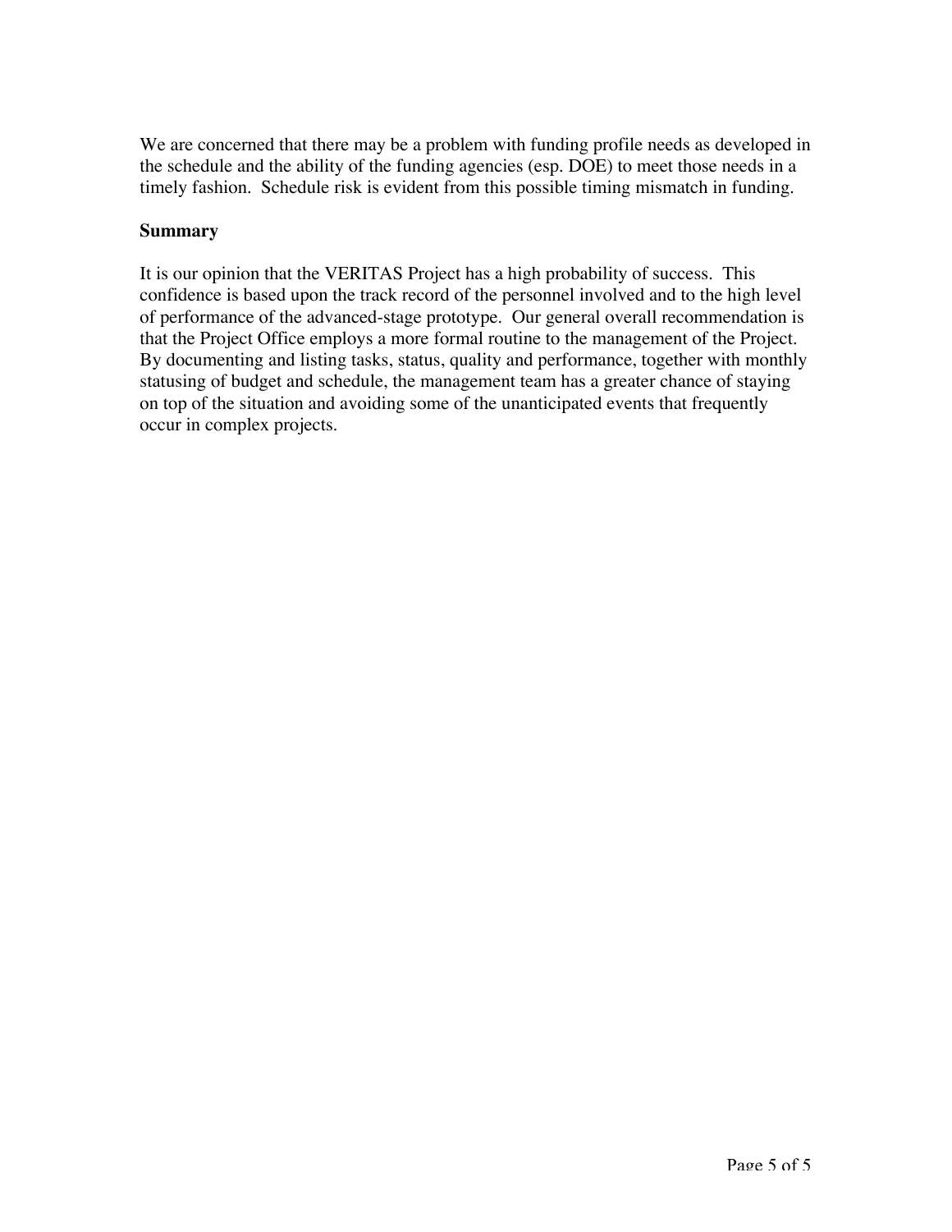We are concerned that there may be a problem with funding profile needs as developed in the schedule and the ability of the funding agencies (esp. DOE) to meet those needs in a timely fashion. Schedule risk is evident from this possible timing mismatch in funding.

**Summary**

It is our opinion that the VERITAS Project has a high probability of success. This confidence is based upon the track record of the personnel involved and to the high level of performance of the advanced-stage prototype. Our general overall recommendation is that the Project Office employs a more formal routine to the management of the Project. By documenting and listing tasks, status, quality and performance, together with monthly statusing of budget and schedule, the management team has a greater chance of staying on top of the situation and avoiding some of the unanticipated events that frequently occur in complex projects.